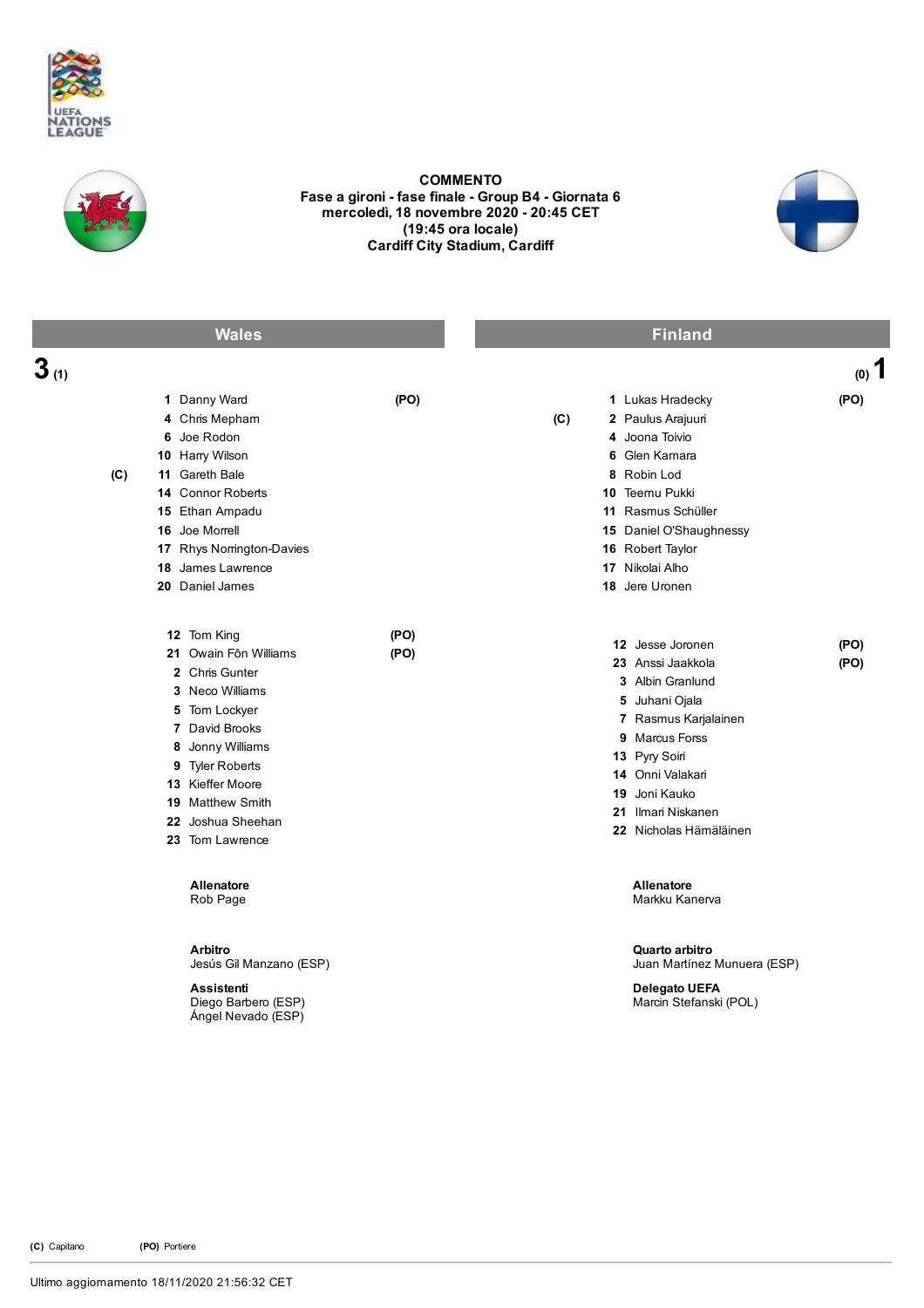UEFA NATIONS LEAGUE

# COMMENTO

**Fase a gironi - fase finale - Group B4 - Giornata 6**
**mercoledì, 18 novembre 2020 - 20:45 CET**
**(19:45 ora locale)**
**Cardiff City Stadium, Cardiff**

## Wales 3 (1) – (0) 1 Finland

### Wales

| | No. | Player | |
|---|---|---|---|
| | 1 | Danny Ward | (PO) |
| | 4 | Chris Mepham | |
| | 6 | Joe Rodon | |
| | 10 | Harry Wilson | |
| (C) | 11 | Gareth Bale | |
| | 14 | Connor Roberts | |
| | 15 | Ethan Ampadu | |
| | 16 | Joe Morrell | |
| | 17 | Rhys Norrington-Davies | |
| | 18 | James Lawrence | |
| | 20 | Daniel James | |

| No. | Player | |
|---|---|---|
| 12 | Tom King | (PO) |
| 21 | Owain Fôn Williams | (PO) |
| 2 | Chris Gunter | |
| 3 | Neco Williams | |
| 5 | Tom Lockyer | |
| 7 | David Brooks | |
| 8 | Jonny Williams | |
| 9 | Tyler Roberts | |
| 13 | Kieffer Moore | |
| 19 | Matthew Smith | |
| 22 | Joshua Sheehan | |
| 23 | Tom Lawrence | |

**Allenatore**
Rob Page

### Finland

| | No. | Player | |
|---|---|---|---|
| | 1 | Lukas Hradecky | (PO) |
| (C) | 2 | Paulus Arajuuri | |
| | 4 | Joona Toivio | |
| | 6 | Glen Kamara | |
| | 8 | Robin Lod | |
| | 10 | Teemu Pukki | |
| | 11 | Rasmus Schüller | |
| | 15 | Daniel O'Shaughnessy | |
| | 16 | Robert Taylor | |
| | 17 | Nikolai Alho | |
| | 18 | Jere Uronen | |

| No. | Player | |
|---|---|---|
| 12 | Jesse Joronen | (PO) |
| 23 | Anssi Jaakkola | (PO) |
| 3 | Albin Granlund | |
| 5 | Juhani Ojala | |
| 7 | Rasmus Karjalainen | |
| 9 | Marcus Forss | |
| 13 | Pyry Soiri | |
| 14 | Onni Valakari | |
| 19 | Joni Kauko | |
| 21 | Ilmari Niskanen | |
| 22 | Nicholas Hämäläinen | |

**Allenatore**
Markku Kanerva

**Arbitro**
Jesús Gil Manzano (ESP)

**Assistenti**
Diego Barbero (ESP)
Ángel Nevado (ESP)

**Quarto arbitro**
Juan Martínez Munuera (ESP)

**Delegato UEFA**
Marcin Stefanski (POL)

**(C)** Capitano **(PO)** Portiere

Ultimo aggiornamento 18/11/2020 21:56:32 CET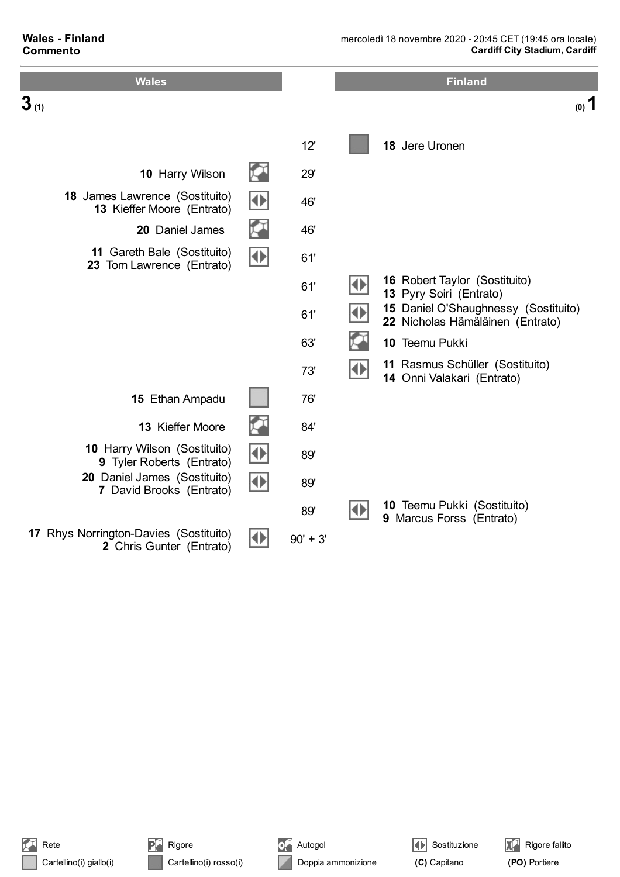**Wales - Finland**
**Commento**

mercoledì 18 novembre 2020 - 20:45 CET (19:45 ora locale)
**Cardiff City Stadium, Cardiff**

| Wales | | | | Finland |
|---|---|---|---|---|
| **3** (1) | | | | (0) **1** |
| | | 12' | Cartellino rosso | **18** Jere Uronen |
| **10** Harry Wilson | Rete | 29' | | |
| **18** James Lawrence (Sostituito) **13** Kieffer Moore (Entrato) | Sostituzione | 46' | | |
| **20** Daniel James | Rete | 46' | | |
| **11** Gareth Bale (Sostituito) **23** Tom Lawrence (Entrato) | Sostituzione | 61' | | |
| | | 61' | Sostituzione | **16** Robert Taylor (Sostituito) **13** Pyry Soiri (Entrato) |
| | | 61' | Sostituzione | **15** Daniel O'Shaughnessy (Sostituito) **22** Nicholas Hämäläinen (Entrato) |
| | | 63' | Rete | **10** Teemu Pukki |
| | | 73' | Sostituzione | **11** Rasmus Schüller (Sostituito) **14** Onni Valakari (Entrato) |
| **15** Ethan Ampadu | Cartellino giallo | 76' | | |
| **13** Kieffer Moore | Rete | 84' | | |
| **10** Harry Wilson (Sostituito) **9** Tyler Roberts (Entrato) | Sostituzione | 89' | | |
| **20** Daniel James (Sostituito) **7** David Brooks (Entrato) | Sostituzione | 89' | | |
| | | 89' | Sostituzione | **10** Teemu Pukki (Sostituito) **9** Marcus Forss (Entrato) |
| **17** Rhys Norrington-Davies (Sostituito) **2** Chris Gunter (Entrato) | Sostituzione | 90' + 3' | | |

Rete | Rigore | Autogol | Sostituzione | Rigore fallito
Cartellino(i) giallo(i) | Cartellino(i) rosso(i) | Doppia ammonizione | **(C)** Capitano | **(PO)** Portiere